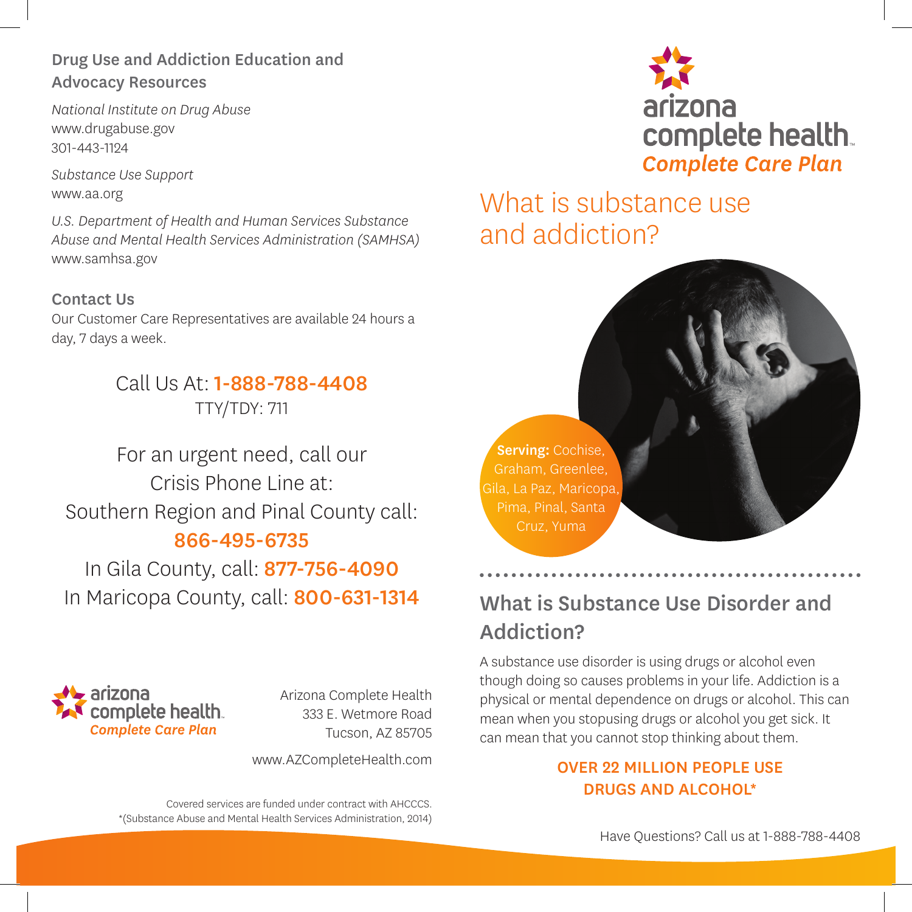## Drug Use and Addiction Education and Advocacy Resources

*National Institute on Drug Abuse*
www.drugabuse.gov
301-443-1124

*Substance Use Support*
www.aa.org

*U.S. Department of Health and Human Services Substance Abuse and Mental Health Services Administration (SAMHSA)*
www.samhsa.gov

### Contact Us

Our Customer Care Representatives are available 24 hours a day, 7 days a week.

Call Us At: **1-888-788-4408**
TTY/TDY: 711

For an urgent need, call our Crisis Phone Line at:
Southern Region and Pinal County call: **866-495-6735**
In Gila County, call: **877-756-4090**
In Maricopa County, call: **800-631-1314**

arizona complete health
*Complete Care Plan*

Arizona Complete Health
333 E. Wetmore Road
Tucson, AZ 85705

www.AZCompleteHealth.com

Covered services are funded under contract with AHCCCS.
*(Substance Abuse and Mental Health Services Administration, 2014)

arizona complete health
*Complete Care Plan*

# What is substance use and addiction?

**Serving:** Cochise, Graham, Greenlee, Gila, La Paz, Maricopa, Pima, Pinal, Santa Cruz, Yuma

## What is Substance Use Disorder and Addiction?

A substance use disorder is using drugs or alcohol even though doing so causes problems in your life. Addiction is a physical or mental dependence on drugs or alcohol. This can mean when you stopusing drugs or alcohol you get sick. It can mean that you cannot stop thinking about them.

**OVER 22 MILLION PEOPLE USE DRUGS AND ALCOHOL***

Have Questions? Call us at 1-888-788-4408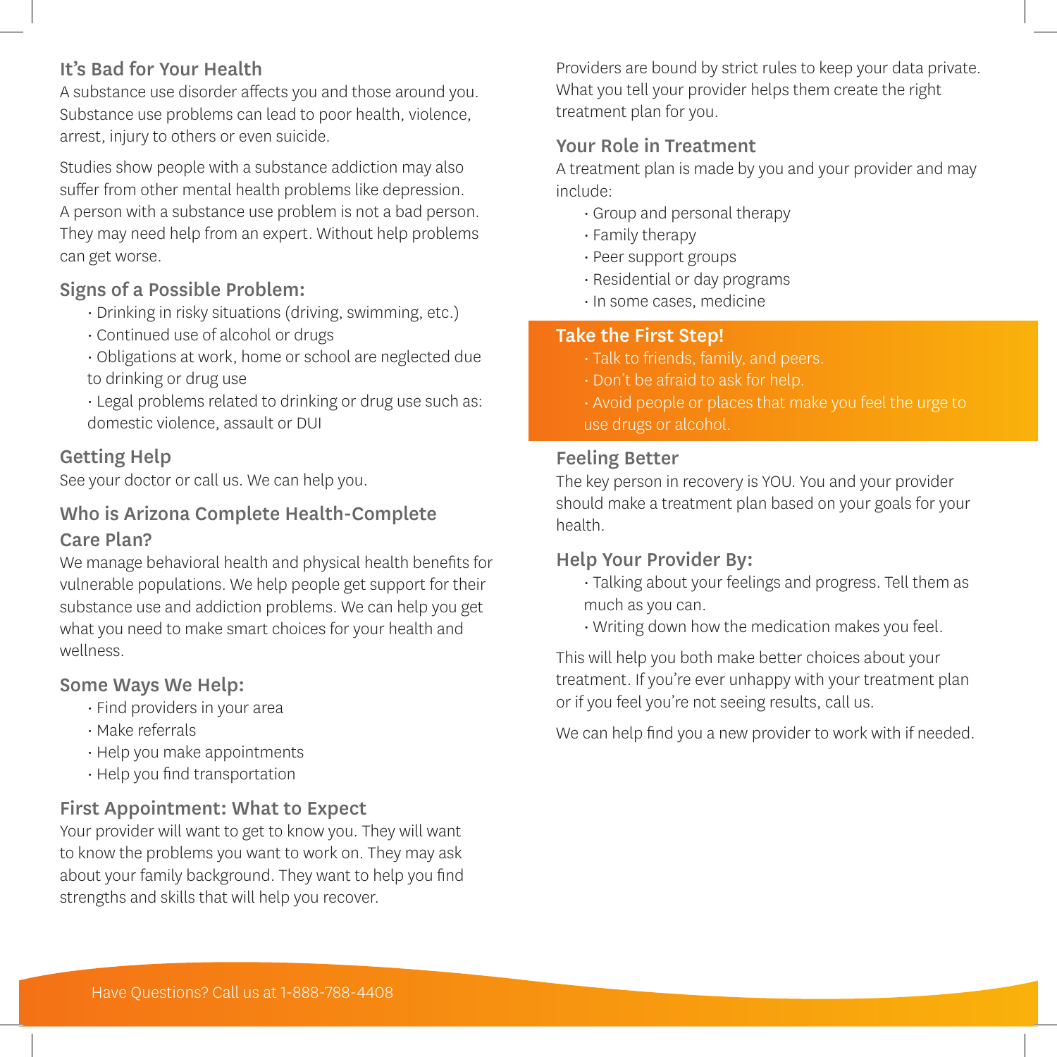## It's Bad for Your Health

A substance use disorder affects you and those around you. Substance use problems can lead to poor health, violence, arrest, injury to others or even suicide.

Studies show people with a substance addiction may also suffer from other mental health problems like depression. A person with a substance use problem is not a bad person. They may need help from an expert. Without help problems can get worse.

## Signs of a Possible Problem:

- Drinking in risky situations (driving, swimming, etc.)
- Continued use of alcohol or drugs
- Obligations at work, home or school are neglected due to drinking or drug use
- Legal problems related to drinking or drug use such as: domestic violence, assault or DUI

## Getting Help

See your doctor or call us. We can help you.

## Who is Arizona Complete Health-Complete Care Plan?

We manage behavioral health and physical health benefits for vulnerable populations. We help people get support for their substance use and addiction problems. We can help you get what you need to make smart choices for your health and wellness.

## Some Ways We Help:

- Find providers in your area
- Make referrals
- Help you make appointments
- Help you find transportation

## First Appointment: What to Expect

Your provider will want to get to know you. They will want to know the problems you want to work on. They may ask about your family background. They want to help you find strengths and skills that will help you recover.

Providers are bound by strict rules to keep your data private. What you tell your provider helps them create the right treatment plan for you.

## Your Role in Treatment

A treatment plan is made by you and your provider and may include:

- Group and personal therapy
- Family therapy
- Peer support groups
- Residential or day programs
- In some cases, medicine

## Take the First Step!

- Talk to friends, family, and peers.
- Don't be afraid to ask for help.
- Avoid people or places that make you feel the urge to use drugs or alcohol.

## Feeling Better

The key person in recovery is YOU. You and your provider should make a treatment plan based on your goals for your health.

## Help Your Provider By:

- Talking about your feelings and progress. Tell them as much as you can.
- Writing down how the medication makes you feel.

This will help you both make better choices about your treatment. If you're ever unhappy with your treatment plan or if you feel you're not seeing results, call us.

We can help find you a new provider to work with if needed.

Have Questions? Call us at 1-888-788-4408